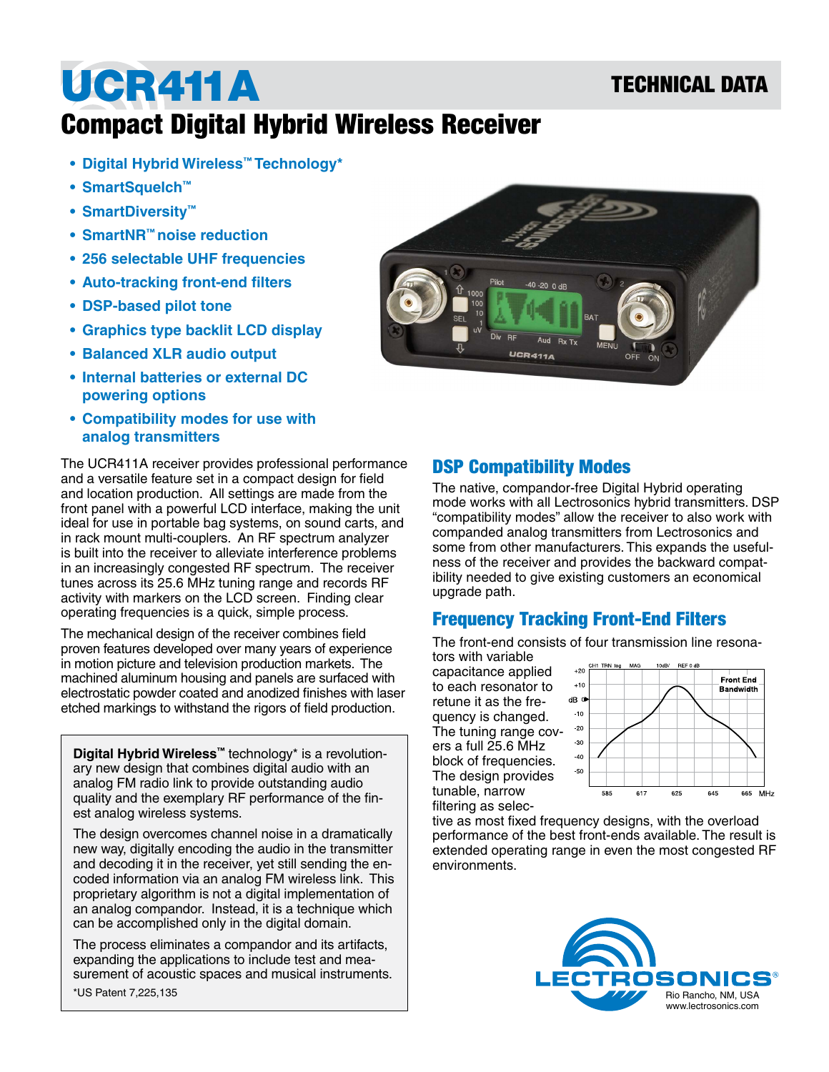# UCR411A

TECHNICAL DATA

## Compact Digital Hybrid Wireless Receiver

- Digital Hybrid Wireless™ Technology*
- SmartSquelch™
- SmartDiversity™
- SmartNR™ noise reduction
- 256 selectable UHF frequencies
- Auto-tracking front-end filters
- DSP-based pilot tone
- Graphics type backlit LCD display
- Balanced XLR audio output
- Internal batteries or external DC powering options
- Compatibility modes for use with analog transmitters

The UCR411A receiver provides professional performance and a versatile feature set in a compact design for field and location production. All settings are made from the front panel with a powerful LCD interface, making the unit ideal for use in portable bag systems, on sound carts, and in rack mount multi-couplers. An RF spectrum analyzer is built into the receiver to alleviate interference problems in an increasingly congested RF spectrum. The receiver tunes across its 25.6 MHz tuning range and records RF activity with markers on the LCD screen. Finding clear operating frequencies is a quick, simple process.

The mechanical design of the receiver combines field proven features developed over many years of experience in motion picture and television production markets. The machined aluminum housing and panels are surfaced with electrostatic powder coated and anodized finishes with laser etched markings to withstand the rigors of field production.

**Digital Hybrid Wireless™** technology* is a revolutionary new design that combines digital audio with an analog FM radio link to provide outstanding audio quality and the exemplary RF performance of the finest analog wireless systems.

The design overcomes channel noise in a dramatically new way, digitally encoding the audio in the transmitter and decoding it in the receiver, yet still sending the encoded information via an analog FM wireless link. This proprietary algorithm is not a digital implementation of an analog compandor. Instead, it is a technique which can be accomplished only in the digital domain.

The process eliminates a compandor and its artifacts, expanding the applications to include test and measurement of acoustic spaces and musical instruments.

*US Patent 7,225,135

## DSP Compatibility Modes

The native, compandor-free Digital Hybrid operating mode works with all Lectrosonics hybrid transmitters. DSP "compatibility modes" allow the receiver to also work with companded analog transmitters from Lectrosonics and some from other manufacturers. This expands the usefulness of the receiver and provides the backward compatibility needed to give existing customers an economical upgrade path.

## Frequency Tracking Front-End Filters

The front-end consists of four transmission line resonators with variable capacitance applied to each resonator to retune it as the frequency is changed. The tuning range covers a full 25.6 MHz block of frequencies. The design provides tunable, narrow filtering as selective as most fixed frequency designs, with the overload performance of the best front-ends available. The result is extended operating range in even the most congested RF environments.

LECTROSONICS®
Rio Rancho, NM, USA
www.lectrosonics.com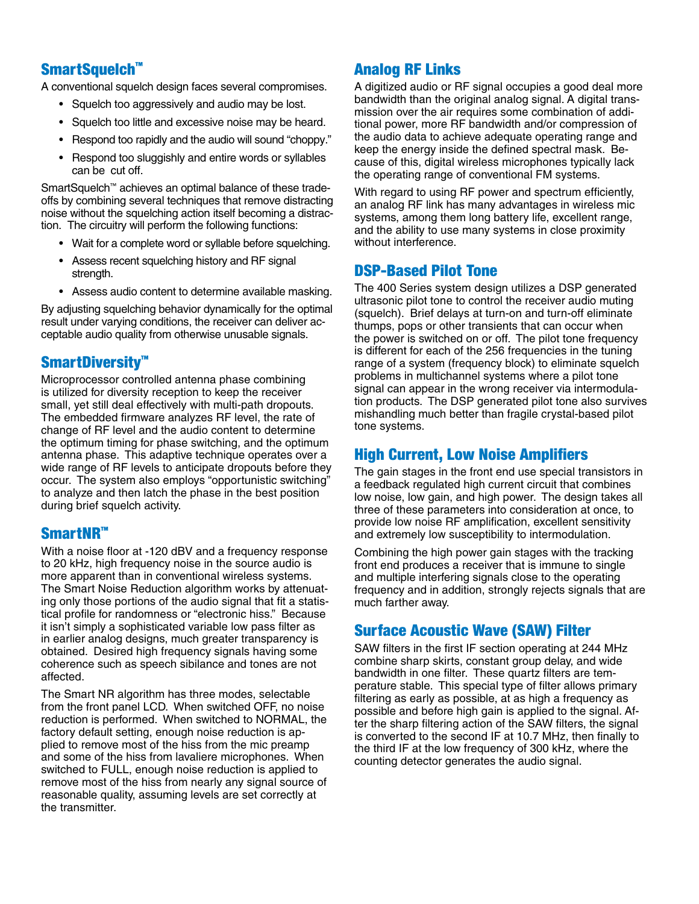## SmartSquelch™

A conventional squelch design faces several compromises.

- Squelch too aggressively and audio may be lost.
- Squelch too little and excessive noise may be heard.
- Respond too rapidly and the audio will sound "choppy."
- Respond too sluggishly and entire words or syllables can be cut off.

SmartSquelch™ achieves an optimal balance of these trade-offs by combining several techniques that remove distracting noise without the squelching action itself becoming a distraction. The circuitry will perform the following functions:

- Wait for a complete word or syllable before squelching.
- Assess recent squelching history and RF signal strength.
- Assess audio content to determine available masking.

By adjusting squelching behavior dynamically for the optimal result under varying conditions, the receiver can deliver acceptable audio quality from otherwise unusable signals.

## SmartDiversity™

Microprocessor controlled antenna phase combining is utilized for diversity reception to keep the receiver small, yet still deal effectively with multi-path dropouts. The embedded firmware analyzes RF level, the rate of change of RF level and the audio content to determine the optimum timing for phase switching, and the optimum antenna phase. This adaptive technique operates over a wide range of RF levels to anticipate dropouts before they occur. The system also employs "opportunistic switching" to analyze and then latch the phase in the best position during brief squelch activity.

## SmartNR™

With a noise floor at -120 dBV and a frequency response to 20 kHz, high frequency noise in the source audio is more apparent than in conventional wireless systems. The Smart Noise Reduction algorithm works by attenuating only those portions of the audio signal that fit a statistical profile for randomness or "electronic hiss." Because it isn't simply a sophisticated variable low pass filter as in earlier analog designs, much greater transparency is obtained. Desired high frequency signals having some coherence such as speech sibilance and tones are not affected.

The Smart NR algorithm has three modes, selectable from the front panel LCD. When switched OFF, no noise reduction is performed. When switched to NORMAL, the factory default setting, enough noise reduction is applied to remove most of the hiss from the mic preamp and some of the hiss from lavaliere microphones. When switched to FULL, enough noise reduction is applied to remove most of the hiss from nearly any signal source of reasonable quality, assuming levels are set correctly at the transmitter.

## Analog RF Links

A digitized audio or RF signal occupies a good deal more bandwidth than the original analog signal. A digital transmission over the air requires some combination of additional power, more RF bandwidth and/or compression of the audio data to achieve adequate operating range and keep the energy inside the defined spectral mask. Because of this, digital wireless microphones typically lack the operating range of conventional FM systems.

With regard to using RF power and spectrum efficiently, an analog RF link has many advantages in wireless mic systems, among them long battery life, excellent range, and the ability to use many systems in close proximity without interference.

## DSP-Based Pilot Tone

The 400 Series system design utilizes a DSP generated ultrasonic pilot tone to control the receiver audio muting (squelch). Brief delays at turn-on and turn-off eliminate thumps, pops or other transients that can occur when the power is switched on or off. The pilot tone frequency is different for each of the 256 frequencies in the tuning range of a system (frequency block) to eliminate squelch problems in multichannel systems where a pilot tone signal can appear in the wrong receiver via intermodulation products. The DSP generated pilot tone also survives mishandling much better than fragile crystal-based pilot tone systems.

## High Current, Low Noise Amplifiers

The gain stages in the front end use special transistors in a feedback regulated high current circuit that combines low noise, low gain, and high power. The design takes all three of these parameters into consideration at once, to provide low noise RF amplification, excellent sensitivity and extremely low susceptibility to intermodulation.

Combining the high power gain stages with the tracking front end produces a receiver that is immune to single and multiple interfering signals close to the operating frequency and in addition, strongly rejects signals that are much farther away.

## Surface Acoustic Wave (SAW) Filter

SAW filters in the first IF section operating at 244 MHz combine sharp skirts, constant group delay, and wide bandwidth in one filter. These quartz filters are temperature stable. This special type of filter allows primary filtering as early as possible, at as high a frequency as possible and before high gain is applied to the signal. After the sharp filtering action of the SAW filters, the signal is converted to the second IF at 10.7 MHz, then finally to the third IF at the low frequency of 300 kHz, where the counting detector generates the audio signal.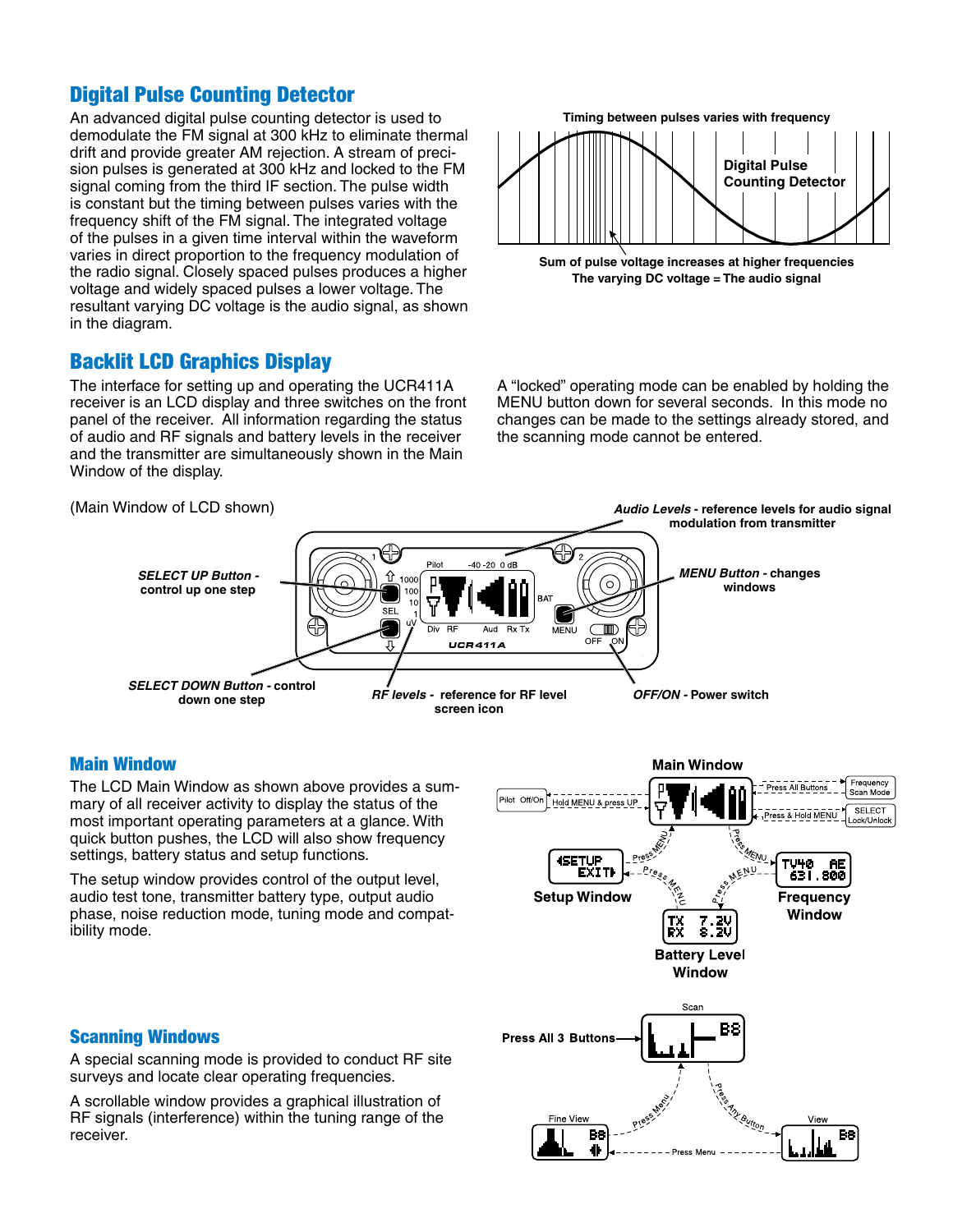## Digital Pulse Counting Detector

An advanced digital pulse counting detector is used to demodulate the FM signal at 300 kHz to eliminate thermal drift and provide greater AM rejection. A stream of precision pulses is generated at 300 kHz and locked to the FM signal coming from the third IF section. The pulse width is constant but the timing between pulses varies with the frequency shift of the FM signal. The integrated voltage of the pulses in a given time interval within the waveform varies in direct proportion to the frequency modulation of the radio signal. Closely spaced pulses produces a higher voltage and widely spaced pulses a lower voltage. The resultant varying DC voltage is the audio signal, as shown in the diagram.

Timing between pulses varies with frequency

Digital Pulse Counting Detector

Sum of pulse voltage increases at higher frequencies
The varying DC voltage = The audio signal

## Backlit LCD Graphics Display

The interface for setting up and operating the UCR411A receiver is an LCD display and three switches on the front panel of the receiver. All information regarding the status of audio and RF signals and battery levels in the receiver and the transmitter are simultaneously shown in the Main Window of the display.

A "locked" operating mode can be enabled by holding the MENU button down for several seconds. In this mode no changes can be made to the settings already stored, and the scanning mode cannot be entered.

(Main Window of LCD shown)

***SELECT UP Button*** **- control up one step**

***SELECT DOWN Button*** **- control down one step**

***RF levels*** **- reference for RF level screen icon**

***Audio Levels*** **- reference levels for audio signal modulation from transmitter**

***MENU Button*** **- changes windows**

***OFF/ON*** **- Power switch**

## Main Window

The LCD Main Window as shown above provides a summary of all receiver activity to display the status of the most important operating parameters at a glance. With quick button pushes, the LCD will also show frequency settings, battery status and setup functions.

The setup window provides control of the output level, audio test tone, transmitter battery type, output audio phase, noise reduction mode, tuning mode and compatibility mode.

**Main Window**

Pilot Off/On — Hold MENU & press UP
Frequency Scan Mode — Press All Buttons
SELECT Lock/Unlock — Press & Hold MENU

**Setup Window** — Press MENU
**Battery Level Window** — Press MENU
**Frequency Window** — Press MENU

## Scanning Windows

A special scanning mode is provided to conduct RF site surveys and locate clear operating frequencies.

A scrollable window provides a graphical illustration of RF signals (interference) within the tuning range of the receiver.

**Press All 3 Buttons** → Scan

Scan → Press Any Button → View
View → Press Menu → Fine View
Fine View → Press Menu → Scan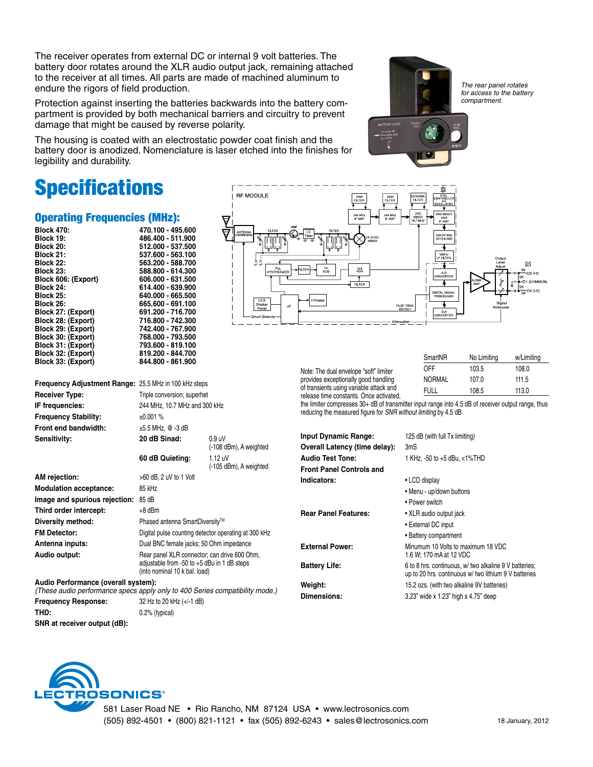The receiver operates from external DC or internal 9 volt batteries. The battery door rotates around the XLR audio output jack, remaining attached to the receiver at all times. All parts are made of machined aluminum to endure the rigors of field production.

Protection against inserting the batteries backwards into the battery compartment is provided by both mechanical barriers and circuitry to prevent damage that might be caused by reverse polarity.

The housing is coated with an electrostatic powder coat finish and the battery door is anodized. Nomenclature is laser etched into the finishes for legibility and durability.

*The rear panel rotates for access to the battery compartment.*

# Specifications

## Operating Frequencies (MHz):

| | |
|---|---|
| **Block 470:** | 470.100 - 495.600 |
| **Block 19:** | 486.400 - 511.900 |
| **Block 20:** | 512.000 - 537.500 |
| **Block 21:** | 537.600 - 563.100 |
| **Block 22:** | 563.200 - 588.700 |
| **Block 23:** | 588.800 - 614.300 |
| **Block 606: (Export)** | 606.000 - 631.500 |
| **Block 24:** | 614.400 - 639.900 |
| **Block 25:** | 640.000 - 665.500 |
| **Block 26:** | 665.600 - 691.100 |
| **Block 27: (Export)** | 691.200 - 716.700 |
| **Block 28: (Export)** | 716.800 - 742.300 |
| **Block 29: (Export)** | 742.400 - 767.900 |
| **Block 30: (Export)** | 768.000 - 793.500 |
| **Block 31: (Export)** | 793.600 - 819.100 |
| **Block 32: (Export)** | 819.200 - 844.700 |
| **Block 33: (Export)** | 844.800 - 861.900 |

RF MODULE
ANTENNA COMBINING
FILTER
AMP
LC Filter
FILTER
HI-LEVEL MIXER
SAW FILTER
SAW FILTER
244 MHz IF AMP
244 MHz IF AMP
CERAMIC FILTER
2ND MIXER 10.7 MHZ
XTAL CONTROLLED 3rd OSCILLATOR
3RD MIXER AND IF AMP
COUNTING DETECTOR
50KHz LP FILTER
A-D CONVERTER
DIGITAL SIGNAL PROCESSOR
D-A CONVERTER
AUDIO AMP
Output Level Adjust
Digital Attenuator
XLR OUT
O2 (HI)
O1 (COMMON)
O3 (LO)
PLL SYNTHESIZER
FILTER
1st VCO
2nd VCO
FILTER
LCD Display Panel
uP
E²PROM
PILOT TONE DETECT
Smart Diversity
Attenuation

| | |
|---|---|
| **Frequency Adjustment Range:** | 25.5 MHz in 100 kHz steps |
| **Receiver Type:** | Triple conversion; superhet |
| **IF frequencies:** | 244 MHz, 10.7 MHz and 300 kHz |
| **Frequency Stability:** | ±0.001 % |
| **Front end bandwidth:** | ±5.5 MHz, @ -3 dB |
| **Sensitivity:** | **20 dB Sinad:** 0.9 uV (-108 dBm), A weighted |
| | **60 dB Quieting:** 1.12 uV (-105 dBm), A weighted |
| **AM rejection:** | >60 dB, 2 uV to 1 Volt |
| **Modulation acceptance:** | 85 kHz |
| **Image and spurious rejection:** | 85 dB |
| **Third order intercept:** | +8 dBm |
| **Diversity method:** | Phased antenna SmartDiversity™ |
| **FM Detector:** | Digital pulse counting detector operating at 300 kHz |
| **Antenna inputs:** | Dual BNC female jacks; 50 Ohm impedance |
| **Audio output:** | Rear panel XLR connector; can drive 600 Ohm, adjustable from -50 to +5 dBu in 1 dB steps (into nominal 10 k bal. load) |

**Audio Performance (overall system):**
*(These audio performance specs apply only to 400 Series compatibility mode.)*

| | |
|---|---|
| **Frequency Response:** | 32 Hz to 20 kHz (+/-1 dB) |
| **THD:** | 0.2% (typical) |
| **SNR at receiver output (dB):** | |

| SmartNR | No Limiting | w/Limiting |
|---|---|---|
| OFF | 103.5 | 108.0 |
| NORMAL | 107.0 | 111.5 |
| FULL | 108.5 | 113.0 |

Note: The dual envelope "soft" limiter provides exceptionally good handling of transients using variable attack and release time constants. Once activated, the limiter compresses 30+ dB of transmitter input range into 4.5 dB of receiver output range, thus reducing the measured figure for *SNR without limiting* by 4.5 dB

| | |
|---|---|
| **Input Dynamic Range:** | 125 dB (with full Tx limiting) |
| **Overall Latency (time delay):** | 3mS |
| **Audio Test Tone:** | 1 KHz, -50 to +5 dBu, <1%THD |
| **Front Panel Controls and Indicators:** | • LCD display<br>• Menu - up/down buttons<br>• Power switch |
| **Rear Panel Features:** | • XLR audio output jack<br>• External DC input<br>• Battery compartment |
| **External Power:** | Minumum 10 Volts to maximum 18 VDC 1.6 W; 170 mA at 12 VDC |
| **Battery Life:** | 6 to 8 hrs. continuous, w/ two alkaline 9 V batteries; up to 20 hrs. continuous w/ two lithium 9 V batteries |
| **Weight:** | 15.2 ozs. (with two alkaline 9V batteries) |
| **Dimensions:** | 3.23" wide x 1.23" high x 4.75" deep |

LECTROSONICS®
581 Laser Road NE • Rio Rancho, NM 87124 USA • www.lectrosonics.com
(505) 892-4501 • (800) 821-1121 • fax (505) 892-6243 • sales@lectrosonics.com

18 January, 2012